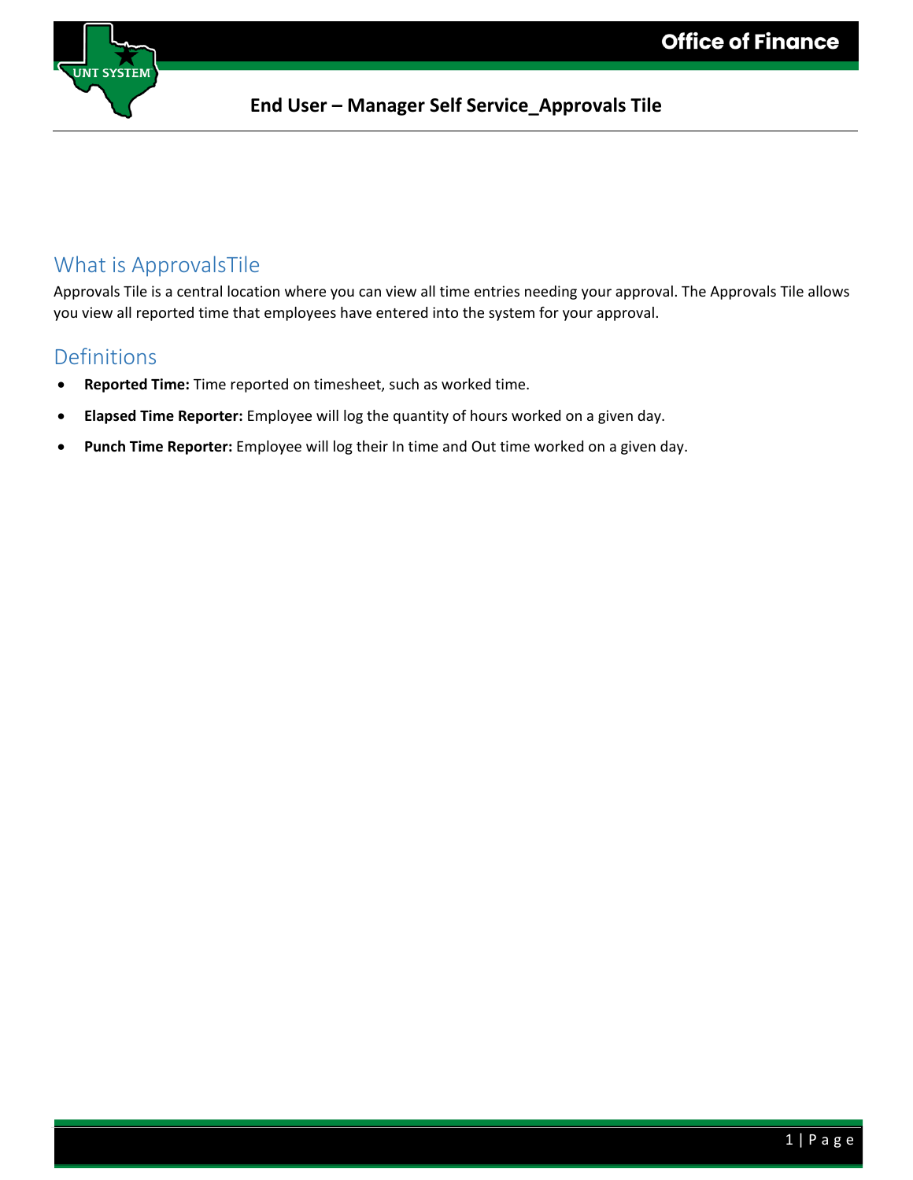# End User – Manager Self Service_Approvals Tile

## What is ApprovalsTile

Approvals Tile is a central location where you can view all time entries needing your approval. The Approvals Tile allows you view all reported time that employees have entered into the system for your approval.

## Definitions

- **Reported Time:** Time reported on timesheet, such as worked time.
- **Elapsed Time Reporter:** Employee will log the quantity of hours worked on a given day.
- **Punch Time Reporter:** Employee will log their In time and Out time worked on a given day.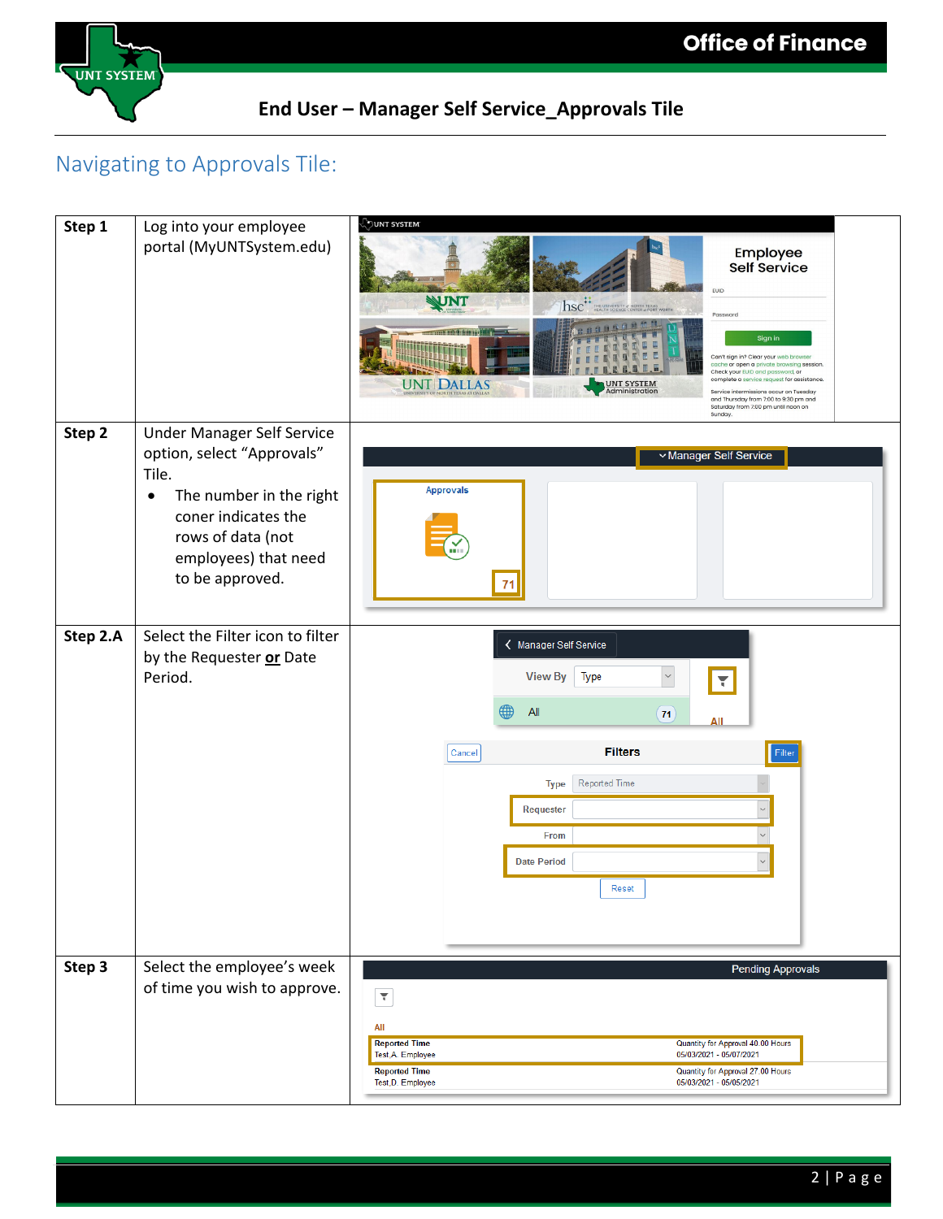## End User – Manager Self Service_Approvals Tile

## Navigating to Approvals Tile:

| | | |
|---|---|---|
| **Step 1** | Log into your employee portal (MyUNTSystem.edu) | |
| **Step 2** | Under Manager Self Service option, select "Approvals" Tile.<br>• The number in the right coner indicates the rows of data (not employees) that need to be approved. | |
| **Step 2.A** | Select the Filter icon to filter by the Requester **or** Date Period. | |
| **Step 3** | Select the employee's week of time you wish to approve. | |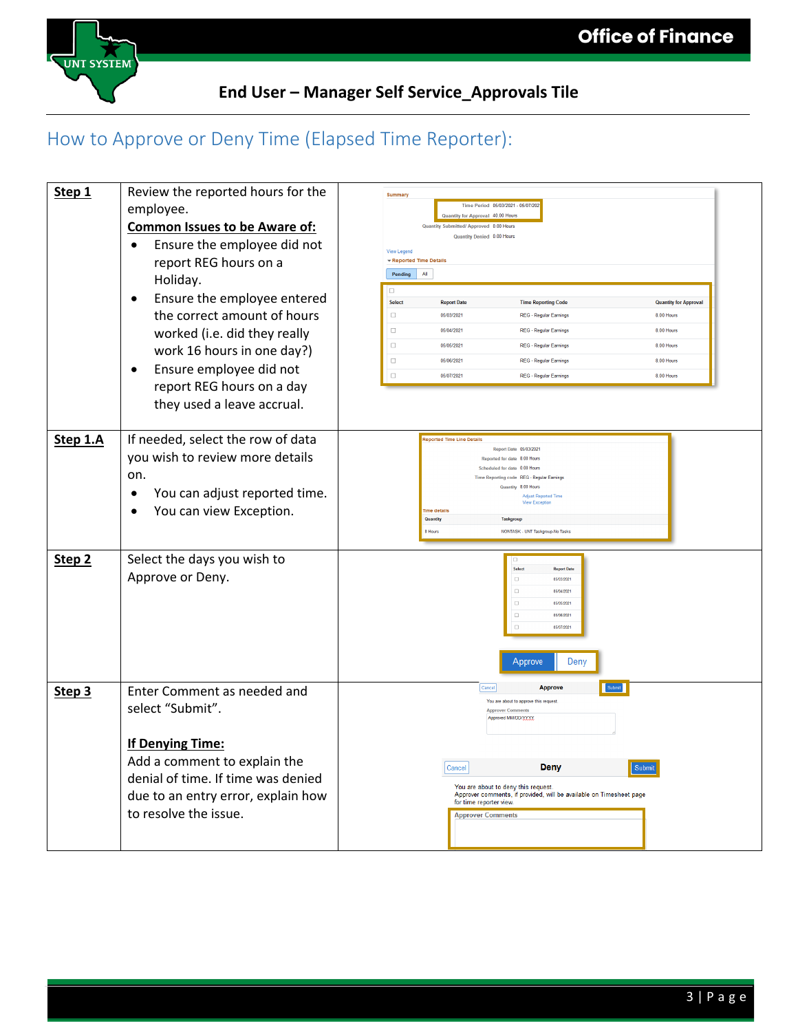## End User – Manager Self Service_Approvals Tile

# How to Approve or Deny Time (Elapsed Time Reporter):

| Step | Instructions |
|---|---|
| **Step 1** | Review the reported hours for the employee.<br>**Common Issues to be Aware of:**<br>• Ensure the employee did not report REG hours on a Holiday.<br>• Ensure the employee entered the correct amount of hours worked (i.e. did they really work 16 hours in one day?)<br>• Ensure employee did not report REG hours on a day they used a leave accrual. |
| **Step 1.A** | If needed, select the row of data you wish to review more details on.<br>• You can adjust reported time.<br>• You can view Exception. |
| **Step 2** | Select the days you wish to Approve or Deny. |
| **Step 3** | Enter Comment as needed and select "Submit".<br><br>**If Denying Time:**<br>Add a comment to explain the denial of time. If time was denied due to an entry error, explain how to resolve the issue. |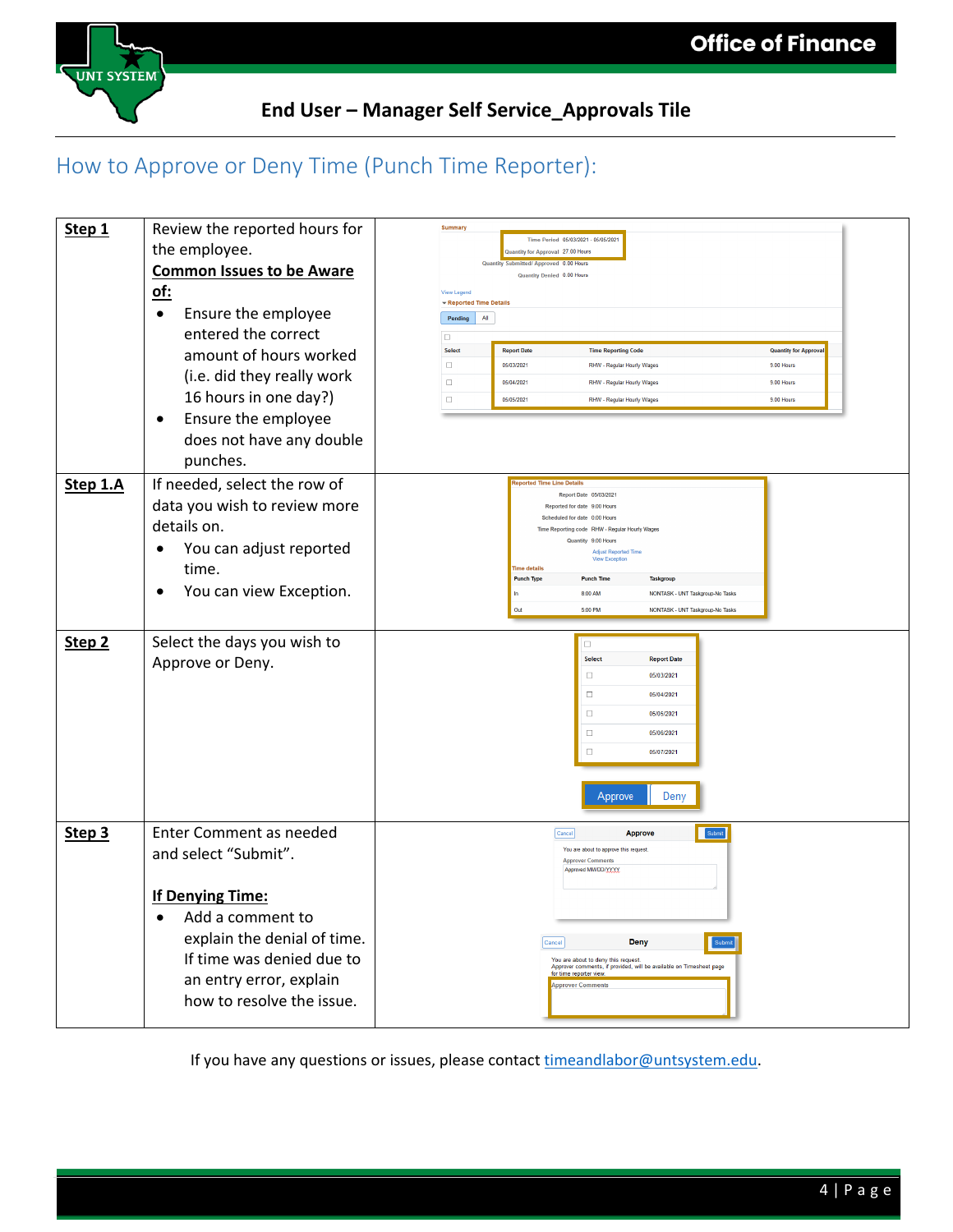# End User – Manager Self Service_Approvals Tile

## How to Approve or Deny Time (Punch Time Reporter):

| | | |
|---|---|---|
| **Step 1** | Review the reported hours for the employee.<br>**Common Issues to be Aware of:**<br>• Ensure the employee entered the correct amount of hours worked (i.e. did they really work 16 hours in one day?)<br>• Ensure the employee does not have any double punches. | |
| **Step 1.A** | If needed, select the row of data you wish to review more details on.<br>• You can adjust reported time.<br>• You can view Exception. | |
| **Step 2** | Select the days you wish to Approve or Deny. | |
| **Step 3** | Enter Comment as needed and select "Submit".<br><br>**If Denying Time:**<br>• Add a comment to explain the denial of time. If time was denied due to an entry error, explain how to resolve the issue. | |

If you have any questions or issues, please contact timeandlabor@untsystem.edu.